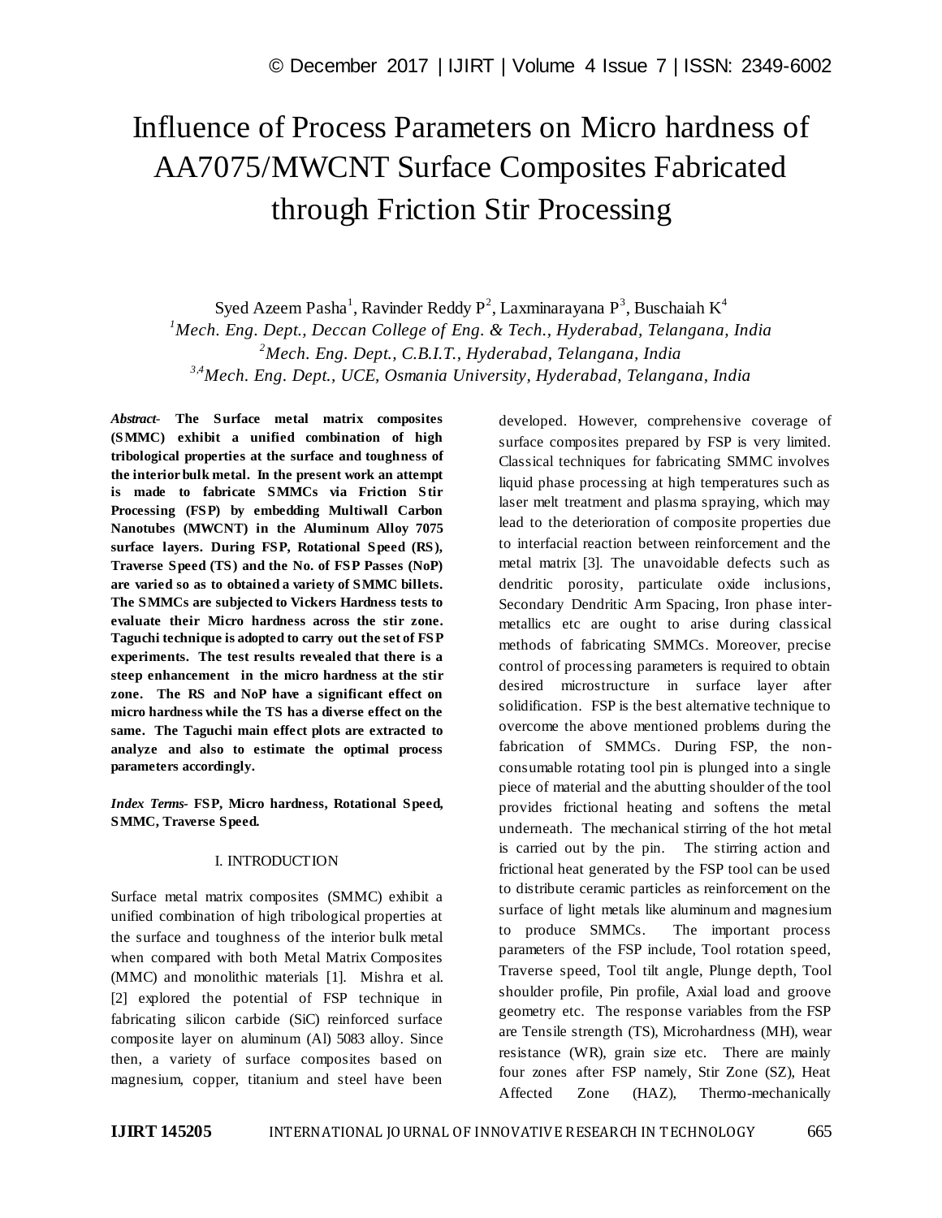# Influence of Process Parameters on Micro hardness of AA7075/MWCNT Surface Composites Fabricated through Friction Stir Processing

Syed Azeem Pasha[1], Ravinder Reddy P[2], Laxminarayana P[3], Buschaiah K[4]

[1]*Mech. Eng. Dept., Deccan College of Eng. & Tech., Hyderabad, Telangana, India*
[2]*Mech. Eng. Dept., C.B.I.T., Hyderabad, Telangana, India*
[3,4]*Mech. Eng. Dept., UCE, Osmania University, Hyderabad, Telangana, India*

***Abstract-*** **The Surface metal matrix composites (SMMC) exhibit a unified combination of high tribological properties at the surface and toughness of the interior bulk metal. In the present work an attempt is made to fabricate SMMCs via Friction Stir Processing (FSP) by embedding Multiwall Carbon Nanotubes (MWCNT) in the Aluminum Alloy 7075 surface layers. During FSP, Rotational Speed (RS), Traverse Speed (TS) and the No. of FSP Passes (NoP) are varied so as to obtained a variety of SMMC billets. The SMMCs are subjected to Vickers Hardness tests to evaluate their Micro hardness across the stir zone. Taguchi technique is adopted to carry out the set of FSP experiments. The test results revealed that there is a steep enhancement in the micro hardness at the stir zone. The RS and NoP have a significant effect on micro hardness while the TS has a diverse effect on the same. The Taguchi main effect plots are extracted to analyze and also to estimate the optimal process parameters accordingly.**

***Index Terms-*** **FSP, Micro hardness, Rotational Speed, SMMC, Traverse Speed.**

## I. INTRODUCTION

Surface metal matrix composites (SMMC) exhibit a unified combination of high tribological properties at the surface and toughness of the interior bulk metal when compared with both Metal Matrix Composites (MMC) and monolithic materials [1]. Mishra et al. [2] explored the potential of FSP technique in fabricating silicon carbide (SiC) reinforced surface composite layer on aluminum (Al) 5083 alloy. Since then, a variety of surface composites based on magnesium, copper, titanium and steel have been developed. However, comprehensive coverage of surface composites prepared by FSP is very limited. Classical techniques for fabricating SMMC involves liquid phase processing at high temperatures such as laser melt treatment and plasma spraying, which may lead to the deterioration of composite properties due to interfacial reaction between reinforcement and the metal matrix [3]. The unavoidable defects such as dendritic porosity, particulate oxide inclusions, Secondary Dendritic Arm Spacing, Iron phase inter-metallics etc are ought to arise during classical methods of fabricating SMMCs. Moreover, precise control of processing parameters is required to obtain desired microstructure in surface layer after solidification. FSP is the best alternative technique to overcome the above mentioned problems during the fabrication of SMMCs. During FSP, the non-consumable rotating tool pin is plunged into a single piece of material and the abutting shoulder of the tool provides frictional heating and softens the metal underneath. The mechanical stirring of the hot metal is carried out by the pin. The stirring action and frictional heat generated by the FSP tool can be used to distribute ceramic particles as reinforcement on the surface of light metals like aluminum and magnesium to produce SMMCs. The important process parameters of the FSP include, Tool rotation speed, Traverse speed, Tool tilt angle, Plunge depth, Tool shoulder profile, Pin profile, Axial load and groove geometry etc. The response variables from the FSP are Tensile strength (TS), Microhardness (MH), wear resistance (WR), grain size etc. There are mainly four zones after FSP namely, Stir Zone (SZ), Heat Affected Zone (HAZ), Thermo-mechanically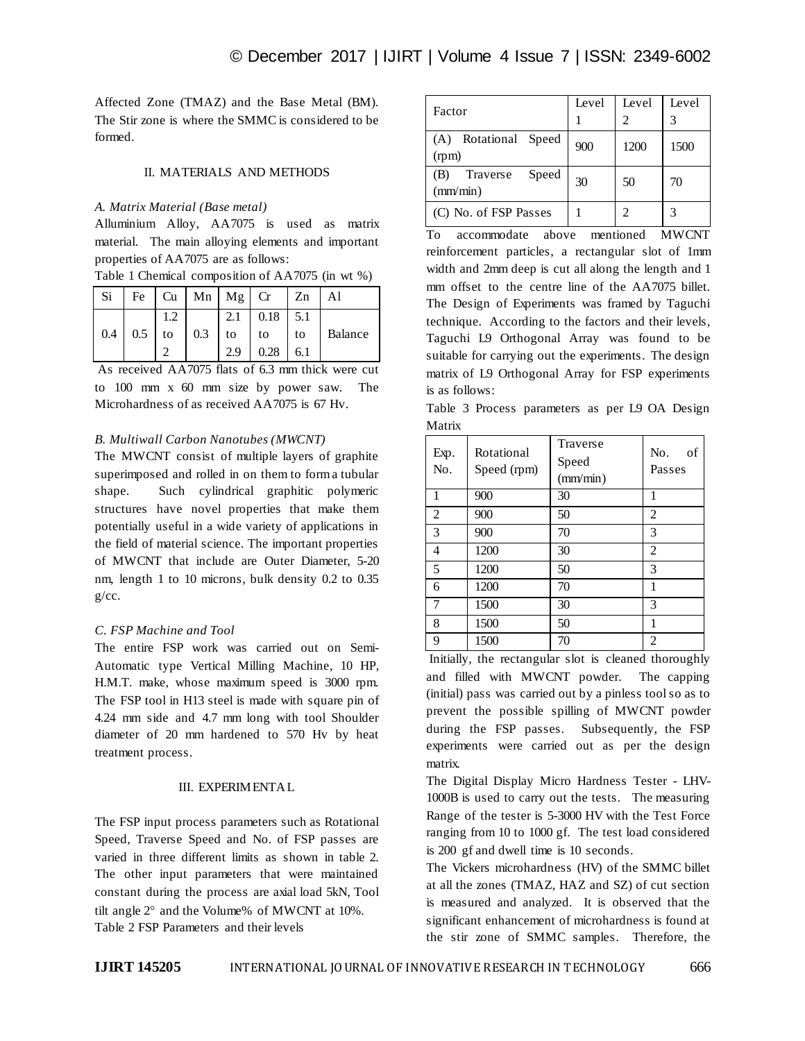Affected Zone (TMAZ) and the Base Metal (BM). The Stir zone is where the SMMC is considered to be formed.

## II. MATERIALS AND METHODS

### *A. Matrix Material (Base metal)*

Alluminium Alloy, AA7075 is used as matrix material. The main alloying elements and important properties of AA7075 are as follows:

Table 1 Chemical composition of AA7075 (in wt %)

| Si | Fe | Cu | Mn | Mg | Cr | Zn | Al |
|---|---|---|---|---|---|---|---|
| 0.4 | 0.5 | 1.2 to 2 | 0.3 | 2.1 to 2.9 | 0.18 to 0.28 | 5.1 to 6.1 | Balance |

As received AA7075 flats of 6.3 mm thick were cut to 100 mm x 60 mm size by power saw. The Microhardness of as received AA7075 is 67 Hv.

### *B. Multiwall Carbon Nanotubes (MWCNT)*

The MWCNT consist of multiple layers of graphite superimposed and rolled in on them to form a tubular shape. Such cylindrical graphitic polymeric structures have novel properties that make them potentially useful in a wide variety of applications in the field of material science. The important properties of MWCNT that include are Outer Diameter, 5-20 nm, length 1 to 10 microns, bulk density 0.2 to 0.35 g/cc.

### *C. FSP Machine and Tool*

The entire FSP work was carried out on Semi-Automatic type Vertical Milling Machine, 10 HP, H.M.T. make, whose maximum speed is 3000 rpm. The FSP tool in H13 steel is made with square pin of 4.24 mm side and 4.7 mm long with tool Shoulder diameter of 20 mm hardened to 570 Hv by heat treatment process.

## III. EXPERIMENTAL

The FSP input process parameters such as Rotational Speed, Traverse Speed and No. of FSP passes are varied in three different limits as shown in table 2. The other input parameters that were maintained constant during the process are axial load 5kN, Tool tilt angle 2° and the Volume% of MWCNT at 10%.

Table 2 FSP Parameters and their levels

| Factor | Level 1 | Level 2 | Level 3 |
|---|---|---|---|
| (A) Rotational Speed (rpm) | 900 | 1200 | 1500 |
| (B) Traverse Speed (mm/min) | 30 | 50 | 70 |
| (C) No. of FSP Passes | 1 | 2 | 3 |

To accommodate above mentioned MWCNT reinforcement particles, a rectangular slot of 1mm width and 2mm deep is cut all along the length and 1 mm offset to the centre line of the AA7075 billet. The Design of Experiments was framed by Taguchi technique. According to the factors and their levels, Taguchi L9 Orthogonal Array was found to be suitable for carrying out the experiments. The design matrix of L9 Orthogonal Array for FSP experiments is as follows:

Table 3 Process parameters as per L9 OA Design Matrix

| Exp. No. | Rotational Speed (rpm) | Traverse Speed (mm/min) | No. of Passes |
|---|---|---|---|
| 1 | 900 | 30 | 1 |
| 2 | 900 | 50 | 2 |
| 3 | 900 | 70 | 3 |
| 4 | 1200 | 30 | 2 |
| 5 | 1200 | 50 | 3 |
| 6 | 1200 | 70 | 1 |
| 7 | 1500 | 30 | 3 |
| 8 | 1500 | 50 | 1 |
| 9 | 1500 | 70 | 2 |

Initially, the rectangular slot is cleaned thoroughly and filled with MWCNT powder. The capping (initial) pass was carried out by a pinless tool so as to prevent the possible spilling of MWCNT powder during the FSP passes. Subsequently, the FSP experiments were carried out as per the design matrix.

The Digital Display Micro Hardness Tester - LHV-1000B is used to carry out the tests. The measuring Range of the tester is 5-3000 HV with the Test Force ranging from 10 to 1000 gf. The test load considered is 200 gf and dwell time is 10 seconds.

The Vickers microhardness (HV) of the SMMC billet at all the zones (TMAZ, HAZ and SZ) of cut section is measured and analyzed. It is observed that the significant enhancement of microhardness is found at the stir zone of SMMC samples. Therefore, the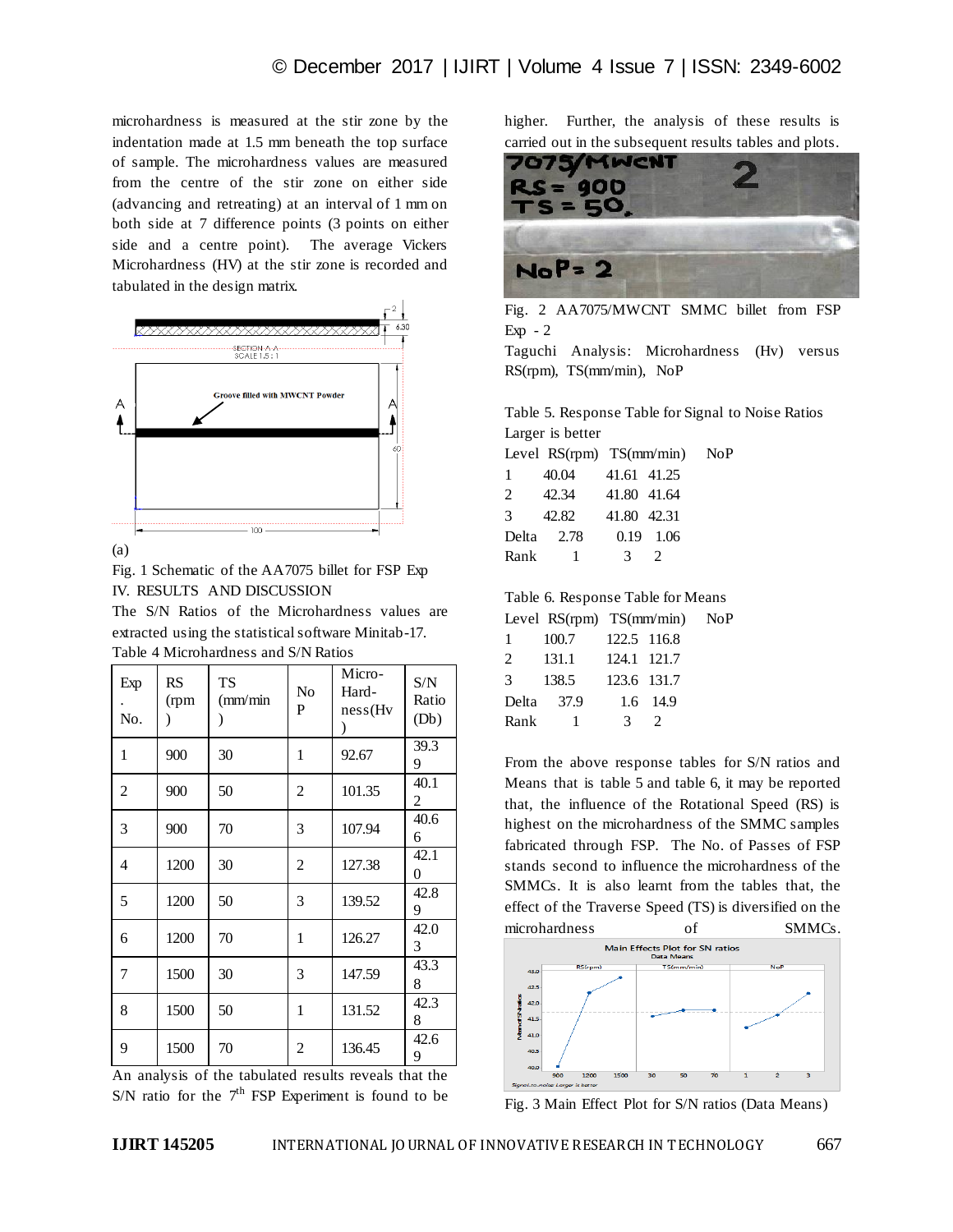microhardness is measured at the stir zone by the indentation made at 1.5 mm beneath the top surface of sample. The microhardness values are measured from the centre of the stir zone on either side (advancing and retreating) at an interval of 1 mm on both side at 7 difference points (3 points on either side and a centre point). The average Vickers Microhardness (HV) at the stir zone is recorded and tabulated in the design matrix.

(a)

Fig. 1 Schematic of the AA7075 billet for FSP Exp

## IV. RESULTS AND DISCUSSION

The S/N Ratios of the Microhardness values are extracted using the statistical software Minitab-17.

Table 4 Microhardness and S/N Ratios

| Exp. No. | RS (rpm) | TS (mm/min) | No P | Micro-Hardness (Hv) | S/N Ratio (Db) |
|---|---|---|---|---|---|
| 1 | 900 | 30 | 1 | 92.67 | 39.39 |
| 2 | 900 | 50 | 2 | 101.35 | 40.12 |
| 3 | 900 | 70 | 3 | 107.94 | 40.66 |
| 4 | 1200 | 30 | 2 | 127.38 | 42.10 |
| 5 | 1200 | 50 | 3 | 139.52 | 42.89 |
| 6 | 1200 | 70 | 1 | 126.27 | 42.03 |
| 7 | 1500 | 30 | 3 | 147.59 | 43.38 |
| 8 | 1500 | 50 | 1 | 131.52 | 42.38 |
| 9 | 1500 | 70 | 2 | 136.45 | 42.69 |

An analysis of the tabulated results reveals that the S/N ratio for the 7th FSP Experiment is found to be higher. Further, the analysis of these results is carried out in the subsequent results tables and plots.

Fig. 2 AA7075/MWCNT SMMC billet from FSP Exp - 2

Taguchi Analysis: Microhardness (Hv) versus RS(rpm), TS(mm/min), NoP

Table 5. Response Table for Signal to Noise Ratios

Larger is better

| Level | RS(rpm) | TS(mm/min) | NoP |
|---|---|---|---|
| 1 | 40.04 | 41.61 | 41.25 |
| 2 | 42.34 | 41.80 | 41.64 |
| 3 | 42.82 | 41.80 | 42.31 |
| Delta | 2.78 | 0.19 | 1.06 |
| Rank | 1 | 3 | 2 |

Table 6. Response Table for Means

| Level | RS(rpm) | TS(mm/min) | NoP |
|---|---|---|---|
| 1 | 100.7 | 122.5 | 116.8 |
| 2 | 131.1 | 124.1 | 121.7 |
| 3 | 138.5 | 123.6 | 131.7 |
| Delta | 37.9 | 1.6 | 14.9 |
| Rank | 1 | 3 | 2 |

From the above response tables for S/N ratios and Means that is table 5 and table 6, it may be reported that, the influence of the Rotational Speed (RS) is highest on the microhardness of the SMMC samples fabricated through FSP. The No. of Passes of FSP stands second to influence the microhardness of the SMMCs. It is also learnt from the tables that, the effect of the Traverse Speed (TS) is diversified on the microhardness of SMMCs.

Fig. 3 Main Effect Plot for S/N ratios (Data Means)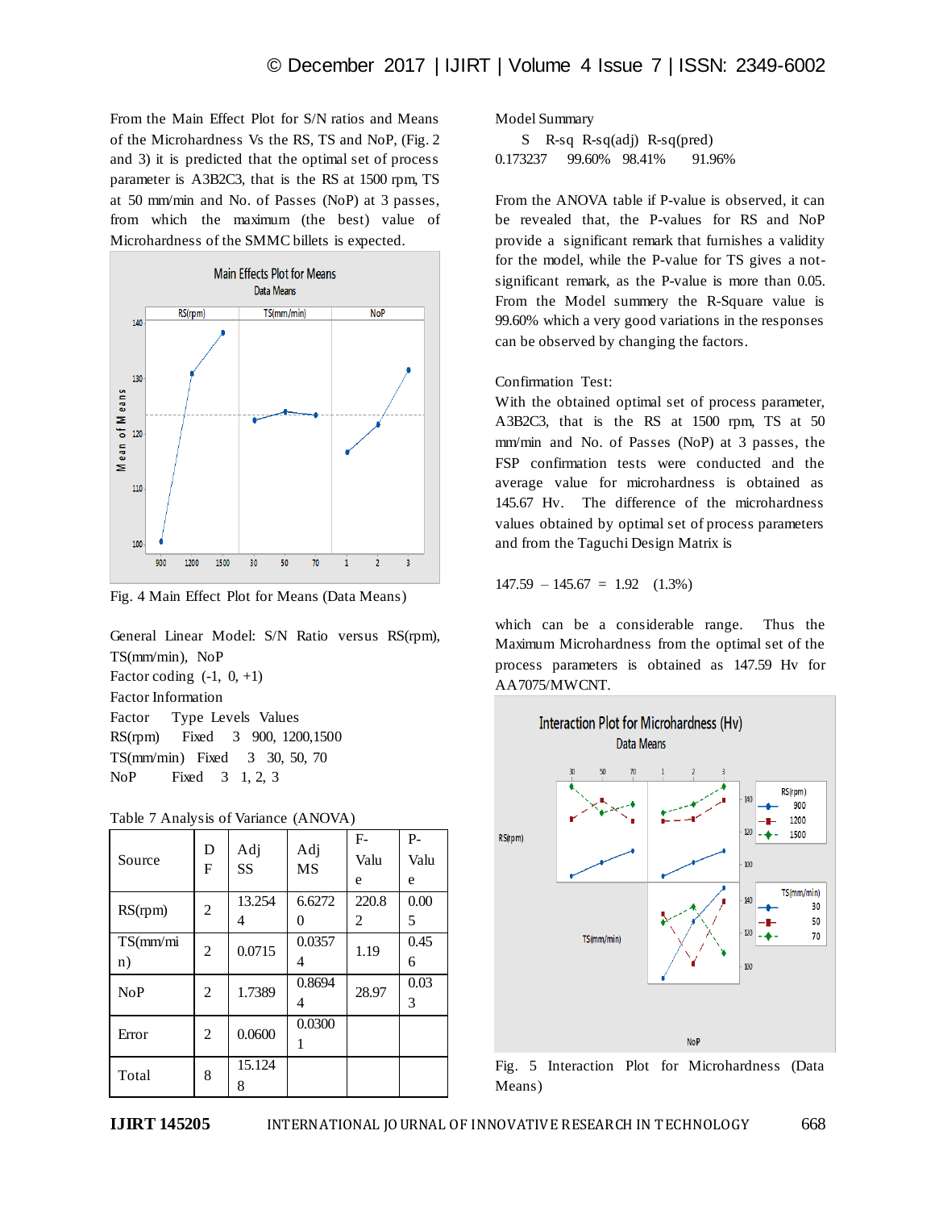From the Main Effect Plot for S/N ratios and Means of the Microhardness Vs the RS, TS and NoP, (Fig. 2 and 3) it is predicted that the optimal set of process parameter is A3B2C3, that is the RS at 1500 rpm, TS at 50 mm/min and No. of Passes (NoP) at 3 passes, from which the maximum (the best) value of Microhardness of the SMMC billets is expected.

Fig. 4 Main Effect Plot for Means (Data Means)

General Linear Model: S/N Ratio versus RS(rpm), TS(mm/min), NoP

Factor coding (-1, 0, +1)

Factor Information

| Factor | Type | Levels | Values |
|---|---|---|---|
| RS(rpm) | Fixed | 3 | 900, 1200,1500 |
| TS(mm/min) | Fixed | 3 | 30, 50, 70 |
| NoP | Fixed | 3 | 1, 2, 3 |

Table 7 Analysis of Variance (ANOVA)

| Source | DF | Adj SS | Adj MS | F-Value | P-Value |
|---|---|---|---|---|---|
| RS(rpm) | 2 | 13.2544 | 6.62720 | 220.82 | 0.005 |
| TS(mm/min) | 2 | 0.0715 | 0.03574 | 1.19 | 0.456 |
| NoP | 2 | 1.7389 | 0.86944 | 28.97 | 0.033 |
| Error | 2 | 0.0600 | 0.03001 | | |
| Total | 8 | 15.1248 | | | |

Model Summary

| S | R-sq | R-sq(adj) | R-sq(pred) |
|---|---|---|---|
| 0.173237 | 99.60% | 98.41% | 91.96% |

From the ANOVA table if P-value is observed, it can be revealed that, the P-values for RS and NoP provide a significant remark that furnishes a validity for the model, while the P-value for TS gives a not-significant remark, as the P-value is more than 0.05. From the Model summery the R-Square value is 99.60% which a very good variations in the responses can be observed by changing the factors.

Confirmation Test:

With the obtained optimal set of process parameter, A3B2C3, that is the RS at 1500 rpm, TS at 50 mm/min and No. of Passes (NoP) at 3 passes, the FSP confirmation tests were conducted and the average value for microhardness is obtained as 145.67 Hv. The difference of the microhardness values obtained by optimal set of process parameters and from the Taguchi Design Matrix is

147.59 – 145.67 = 1.92 (1.3%)

which can be a considerable range. Thus the Maximum Microhardness from the optimal set of the process parameters is obtained as 147.59 Hv for AA7075/MWCNT.

Fig. 5 Interaction Plot for Microhardness (Data Means)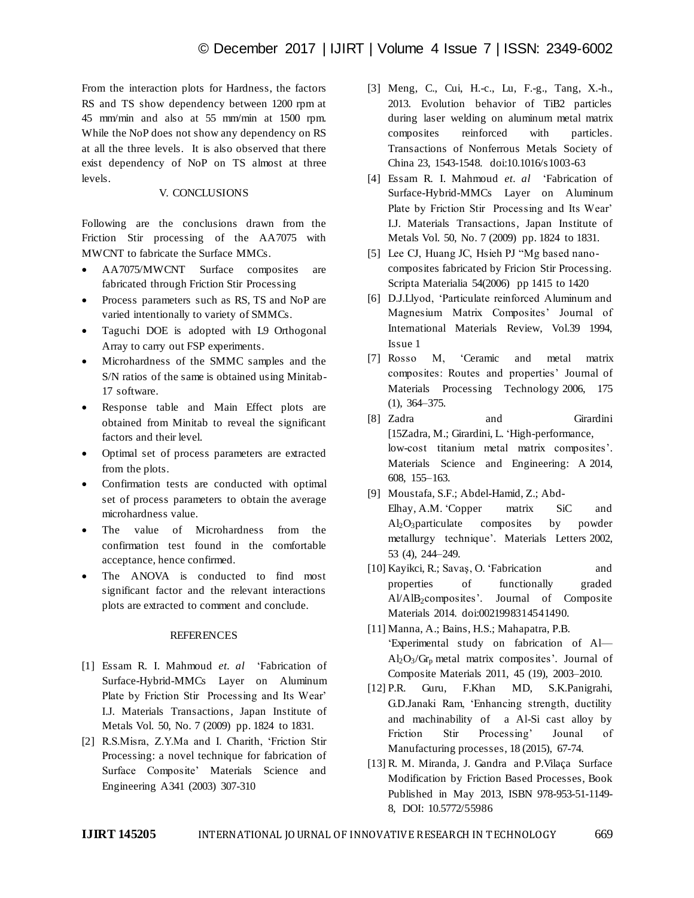From the interaction plots for Hardness, the factors RS and TS show dependency between 1200 rpm at 45 mm/min and also at 55 mm/min at 1500 rpm. While the NoP does not show any dependency on RS at all the three levels. It is also observed that there exist dependency of NoP on TS almost at three levels.

## V. CONCLUSIONS

Following are the conclusions drawn from the Friction Stir processing of the AA7075 with MWCNT to fabricate the Surface MMCs.

- AA7075/MWCNT Surface composites are fabricated through Friction Stir Processing
- Process parameters such as RS, TS and NoP are varied intentionally to variety of SMMCs.
- Taguchi DOE is adopted with L9 Orthogonal Array to carry out FSP experiments.
- Microhardness of the SMMC samples and the S/N ratios of the same is obtained using Minitab-17 software.
- Response table and Main Effect plots are obtained from Minitab to reveal the significant factors and their level.
- Optimal set of process parameters are extracted from the plots.
- Confirmation tests are conducted with optimal set of process parameters to obtain the average microhardness value.
- The value of Microhardness from the confirmation test found in the comfortable acceptance, hence confirmed.
- The ANOVA is conducted to find most significant factor and the relevant interactions plots are extracted to comment and conclude.

## REFERENCES

[1] Essam R. I. Mahmoud *et. al* 'Fabrication of Surface-Hybrid-MMCs Layer on Aluminum Plate by Friction Stir Processing and Its Wear' I.J. Materials Transactions, Japan Institute of Metals Vol. 50, No. 7 (2009) pp. 1824 to 1831.

[2] R.S.Misra, Z.Y.Ma and I. Charith, 'Friction Stir Processing: a novel technique for fabrication of Surface Composite' Materials Science and Engineering A341 (2003) 307-310

[3] Meng, C., Cui, H.-c., Lu, F.-g., Tang, X.-h., 2013. Evolution behavior of TiB2 particles during laser welding on aluminum metal matrix composites reinforced with particles. Transactions of Nonferrous Metals Society of China 23, 1543-1548. doi:10.1016/s1003-63

[4] Essam R. I. Mahmoud *et. al* 'Fabrication of Surface-Hybrid-MMCs Layer on Aluminum Plate by Friction Stir Processing and Its Wear' I.J. Materials Transactions, Japan Institute of Metals Vol. 50, No. 7 (2009) pp. 1824 to 1831.

[5] Lee CJ, Huang JC, Hsieh PJ "Mg based nano-composites fabricated by Fricion Stir Processing. Scripta Materialia 54(2006) pp 1415 to 1420

[6] D.J.Llyod, 'Particulate reinforced Aluminum and Magnesium Matrix Composites' Journal of International Materials Review, Vol.39 1994, Issue 1

[7] Rosso M, 'Ceramic and metal matrix composites: Routes and properties' Journal of Materials Processing Technology 2006, 175 (1), 364–375.

[8] Zadra and Girardini [15Zadra, M.; Girardini, L. 'High-performance, low-cost titanium metal matrix composites'. Materials Science and Engineering: A 2014, 608, 155–163.

[9] Moustafa, S.F.; Abdel-Hamid, Z.; Abd-Elhay, A.M. 'Copper matrix SiC and $Al_2O_3$particulate composites by powder metallurgy technique'. Materials Letters 2002, 53 (4), 244–249.

[10] Kayikci, R.; Savaş, O. 'Fabrication and properties of functionally graded Al/$AlB_2$composites'. Journal of Composite Materials 2014. doi:0021998314541490.

[11] Manna, A.; Bains, H.S.; Mahapatra, P.B. 'Experimental study on fabrication of Al—$Al_2O_3$/$Gr_p$ metal matrix composites'. Journal of Composite Materials 2011, 45 (19), 2003–2010.

[12] P.R. Guru, F.Khan MD, S.K.Panigrahi, G.D.Janaki Ram, 'Enhancing strength, ductility and machinability of a Al-Si cast alloy by Friction Stir Processing' Jounal of Manufacturing processes, 18 (2015), 67-74.

[13] R. M. Miranda, J. Gandra and P.Vilaça Surface Modification by Friction Based Processes, Book Published in May 2013, ISBN 978-953-51-1149-8, DOI: 10.5772/55986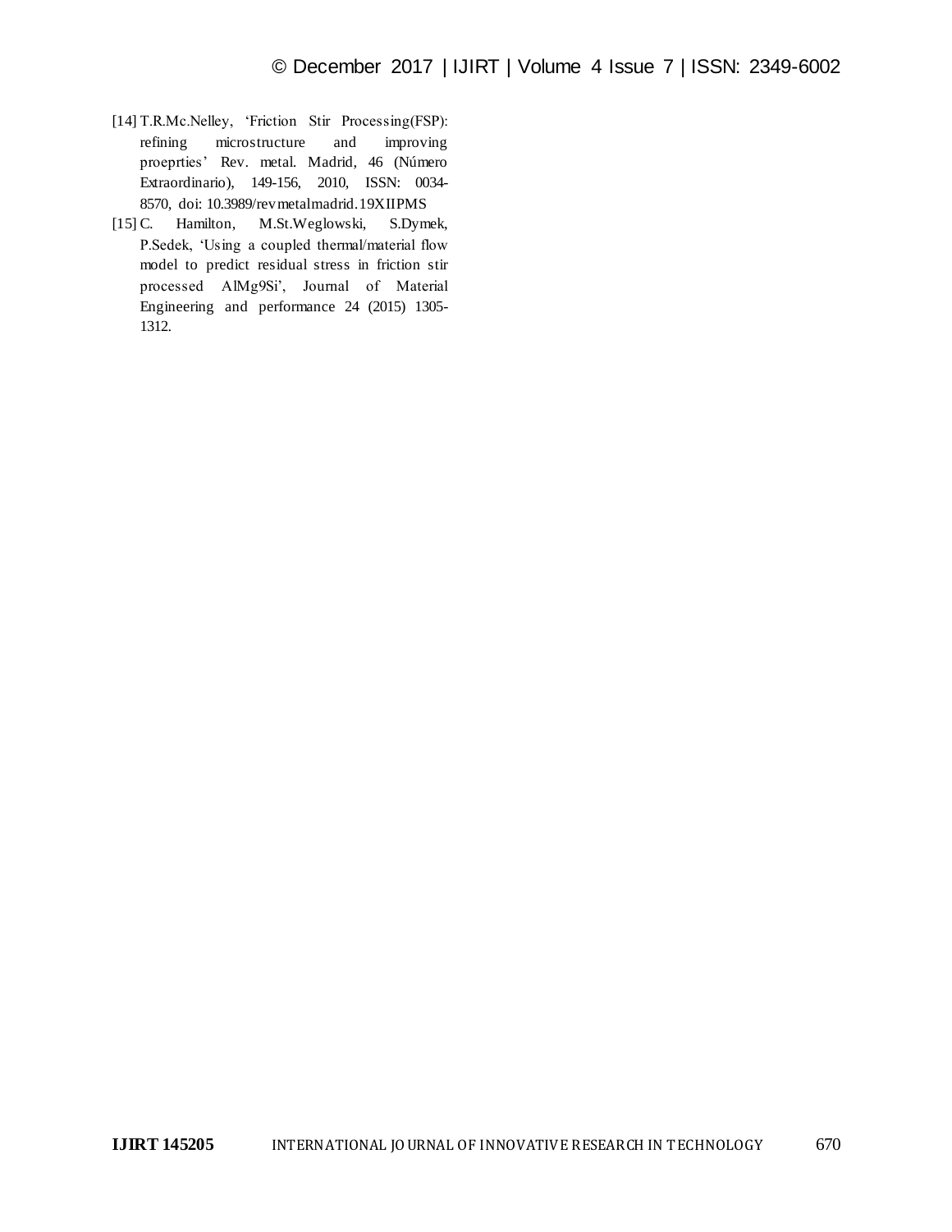[14] T.R.Mc.Nelley, ‘Friction Stir Processing(FSP): refining microstructure and improving proeprties’ Rev. metal. Madrid, 46 (Número Extraordinario), 149-156, 2010, ISSN: 0034-8570, doi: 10.3989/revmetalmadrid.19XIIPMS

[15] C. Hamilton, M.St.Weglowski, S.Dymek, P.Sedek, ‘Using a coupled thermal/material flow model to predict residual stress in friction stir processed AlMg9Si’, Journal of Material Engineering and performance 24 (2015) 1305-1312.